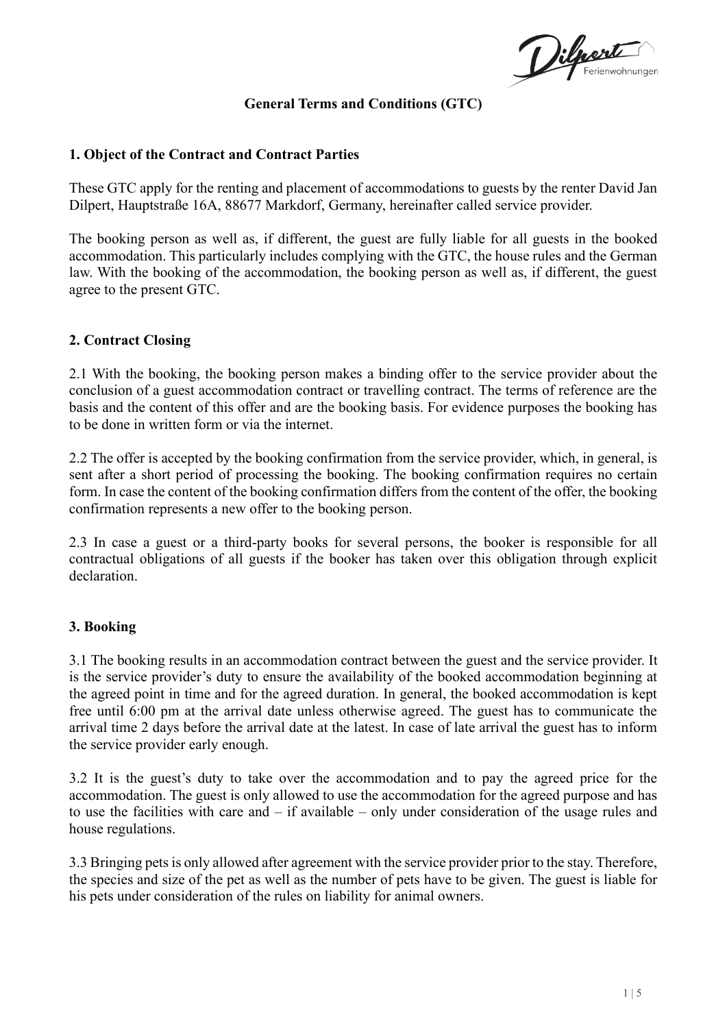# General Terms and Conditions (GTC)

## 1. Object of the Contract and Contract Parties

These GTC apply for the renting and placement of accommodations to guests by the renter David Jan Dilpert, Hauptstraße 16A, 88677 Markdorf, Germany, hereinafter called service provider.

The booking person as well as, if different, the guest are fully liable for all guests in the booked accommodation. This particularly includes complying with the GTC, the house rules and the German law. With the booking of the accommodation, the booking person as well as, if different, the guest agree to the present GTC.

## 2. Contract Closing

2.1 With the booking, the booking person makes a binding offer to the service provider about the conclusion of a guest accommodation contract or travelling contract. The terms of reference are the basis and the content of this offer and are the booking basis. For evidence purposes the booking has to be done in written form or via the internet.

2.2 The offer is accepted by the booking confirmation from the service provider, which, in general, is sent after a short period of processing the booking. The booking confirmation requires no certain form. In case the content of the booking confirmation differs from the content of the offer, the booking confirmation represents a new offer to the booking person.

2.3 In case a guest or a third-party books for several persons, the booker is responsible for all contractual obligations of all guests if the booker has taken over this obligation through explicit declaration.

## 3. Booking

3.1 The booking results in an accommodation contract between the guest and the service provider. It is the service provider's duty to ensure the availability of the booked accommodation beginning at the agreed point in time and for the agreed duration. In general, the booked accommodation is kept free until 6:00 pm at the arrival date unless otherwise agreed. The guest has to communicate the arrival time 2 days before the arrival date at the latest. In case of late arrival the guest has to inform the service provider early enough.

3.2 It is the guest's duty to take over the accommodation and to pay the agreed price for the accommodation. The guest is only allowed to use the accommodation for the agreed purpose and has to use the facilities with care and – if available – only under consideration of the usage rules and house regulations.

3.3 Bringing pets is only allowed after agreement with the service provider prior to the stay. Therefore, the species and size of the pet as well as the number of pets have to be given. The guest is liable for his pets under consideration of the rules on liability for animal owners.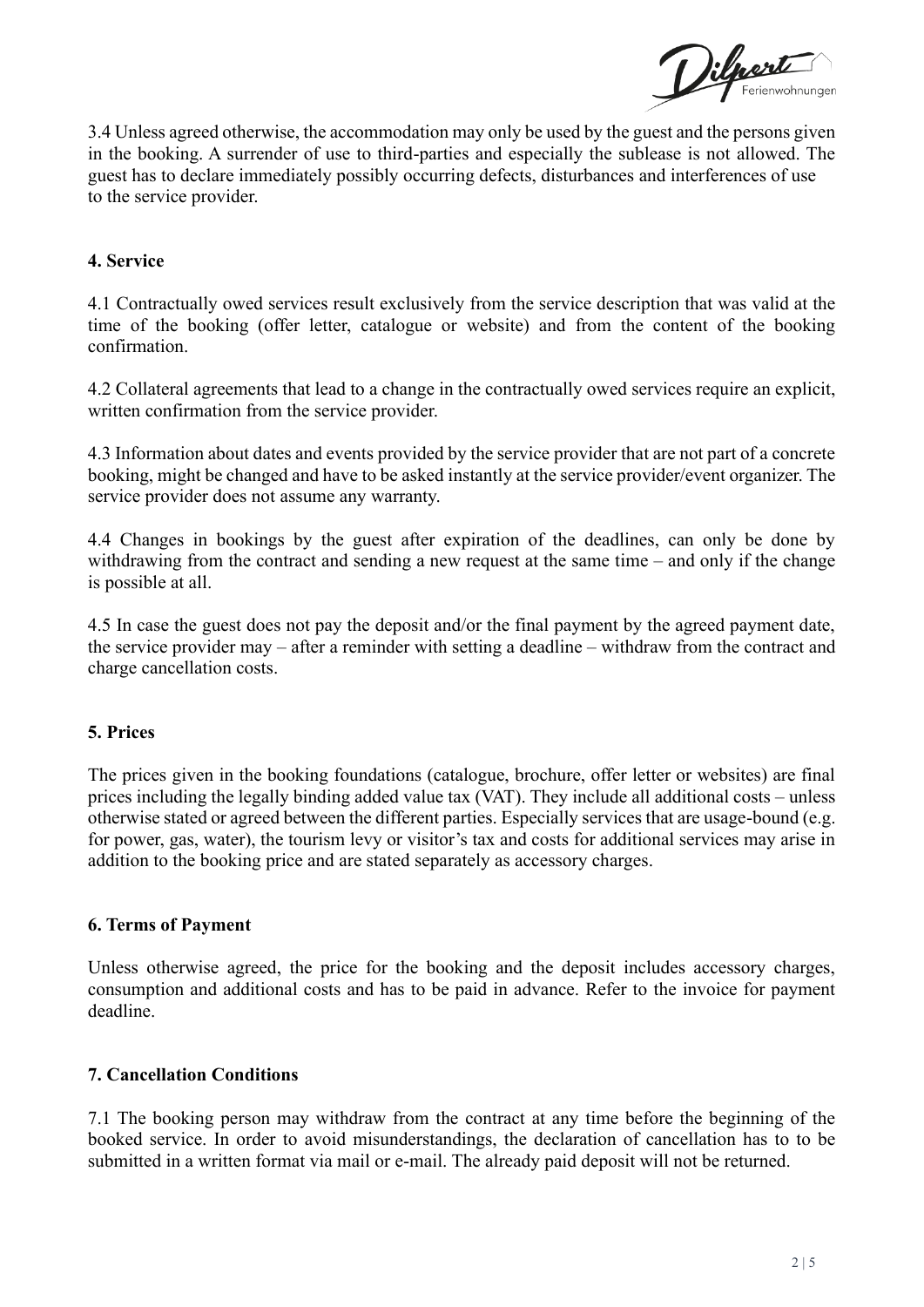3.4 Unless agreed otherwise, the accommodation may only be used by the guest and the persons given in the booking. A surrender of use to third-parties and especially the sublease is not allowed. The guest has to declare immediately possibly occurring defects, disturbances and interferences of use to the service provider.

## 4. Service

4.1 Contractually owed services result exclusively from the service description that was valid at the time of the booking (offer letter, catalogue or website) and from the content of the booking confirmation.

4.2 Collateral agreements that lead to a change in the contractually owed services require an explicit, written confirmation from the service provider.

4.3 Information about dates and events provided by the service provider that are not part of a concrete booking, might be changed and have to be asked instantly at the service provider/event organizer. The service provider does not assume any warranty.

4.4 Changes in bookings by the guest after expiration of the deadlines, can only be done by withdrawing from the contract and sending a new request at the same time – and only if the change is possible at all.

4.5 In case the guest does not pay the deposit and/or the final payment by the agreed payment date, the service provider may – after a reminder with setting a deadline – withdraw from the contract and charge cancellation costs.

## 5. Prices

The prices given in the booking foundations (catalogue, brochure, offer letter or websites) are final prices including the legally binding added value tax (VAT). They include all additional costs – unless otherwise stated or agreed between the different parties. Especially services that are usage-bound (e.g. for power, gas, water), the tourism levy or visitor's tax and costs for additional services may arise in addition to the booking price and are stated separately as accessory charges.

## 6. Terms of Payment

Unless otherwise agreed, the price for the booking and the deposit includes accessory charges, consumption and additional costs and has to be paid in advance. Refer to the invoice for payment deadline.

## 7. Cancellation Conditions

7.1 The booking person may withdraw from the contract at any time before the beginning of the booked service. In order to avoid misunderstandings, the declaration of cancellation has to to be submitted in a written format via mail or e-mail. The already paid deposit will not be returned.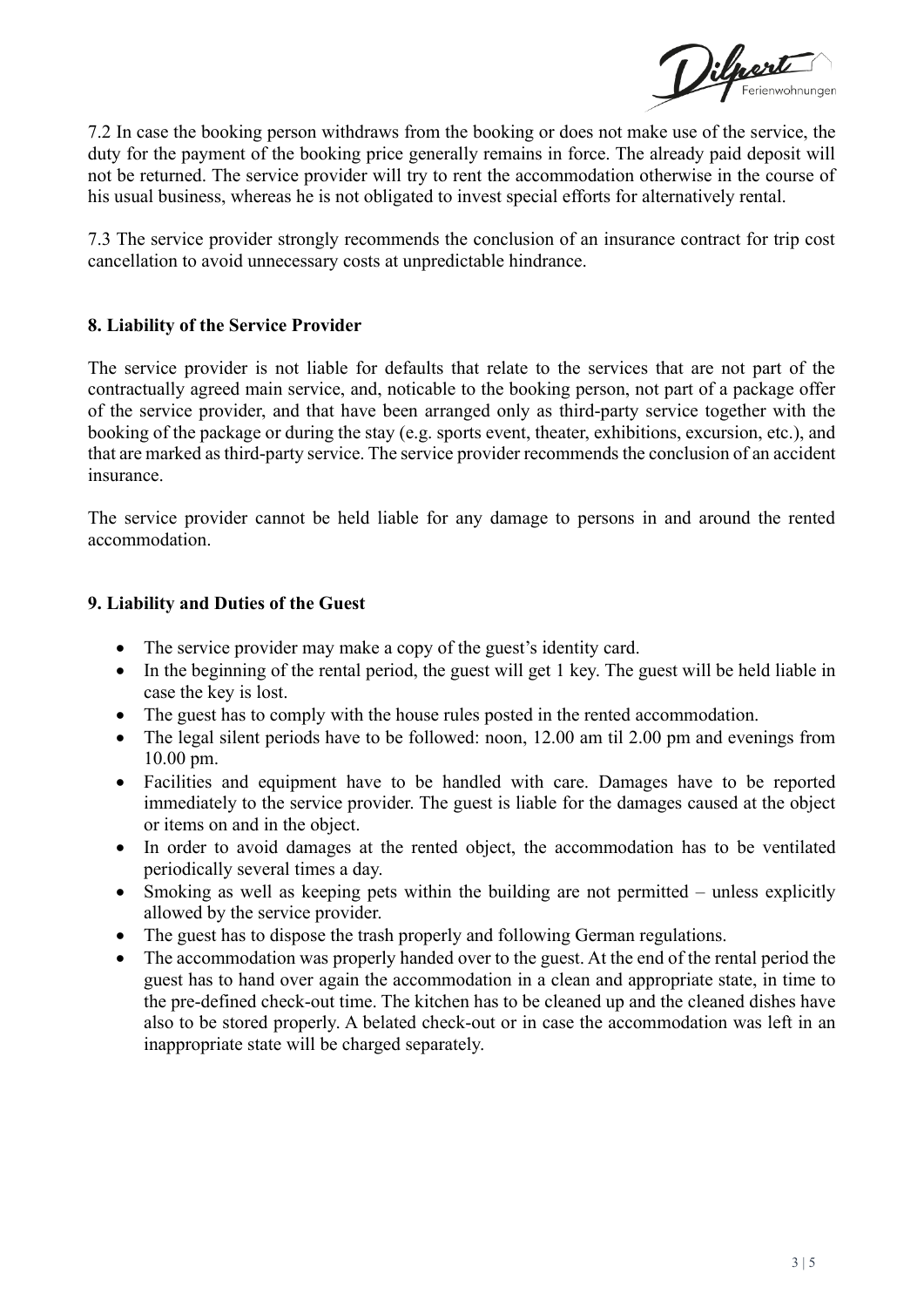7.2 In case the booking person withdraws from the booking or does not make use of the service, the duty for the payment of the booking price generally remains in force. The already paid deposit will not be returned. The service provider will try to rent the accommodation otherwise in the course of his usual business, whereas he is not obligated to invest special efforts for alternatively rental.

7.3 The service provider strongly recommends the conclusion of an insurance contract for trip cost cancellation to avoid unnecessary costs at unpredictable hindrance.

## 8. Liability of the Service Provider

The service provider is not liable for defaults that relate to the services that are not part of the contractually agreed main service, and, noticable to the booking person, not part of a package offer of the service provider, and that have been arranged only as third-party service together with the booking of the package or during the stay (e.g. sports event, theater, exhibitions, excursion, etc.), and that are marked as third-party service. The service provider recommends the conclusion of an accident insurance.

The service provider cannot be held liable for any damage to persons in and around the rented accommodation.

## 9. Liability and Duties of the Guest

- The service provider may make a copy of the guest's identity card.
- In the beginning of the rental period, the guest will get 1 key. The guest will be held liable in case the key is lost.
- The guest has to comply with the house rules posted in the rented accommodation.
- The legal silent periods have to be followed: noon, 12.00 am til 2.00 pm and evenings from 10.00 pm.
- Facilities and equipment have to be handled with care. Damages have to be reported immediately to the service provider. The guest is liable for the damages caused at the object or items on and in the object.
- In order to avoid damages at the rented object, the accommodation has to be ventilated periodically several times a day.
- Smoking as well as keeping pets within the building are not permitted – unless explicitly allowed by the service provider.
- The guest has to dispose the trash properly and following German regulations.
- The accommodation was properly handed over to the guest. At the end of the rental period the guest has to hand over again the accommodation in a clean and appropriate state, in time to the pre-defined check-out time. The kitchen has to be cleaned up and the cleaned dishes have also to be stored properly. A belated check-out or in case the accommodation was left in an inappropriate state will be charged separately.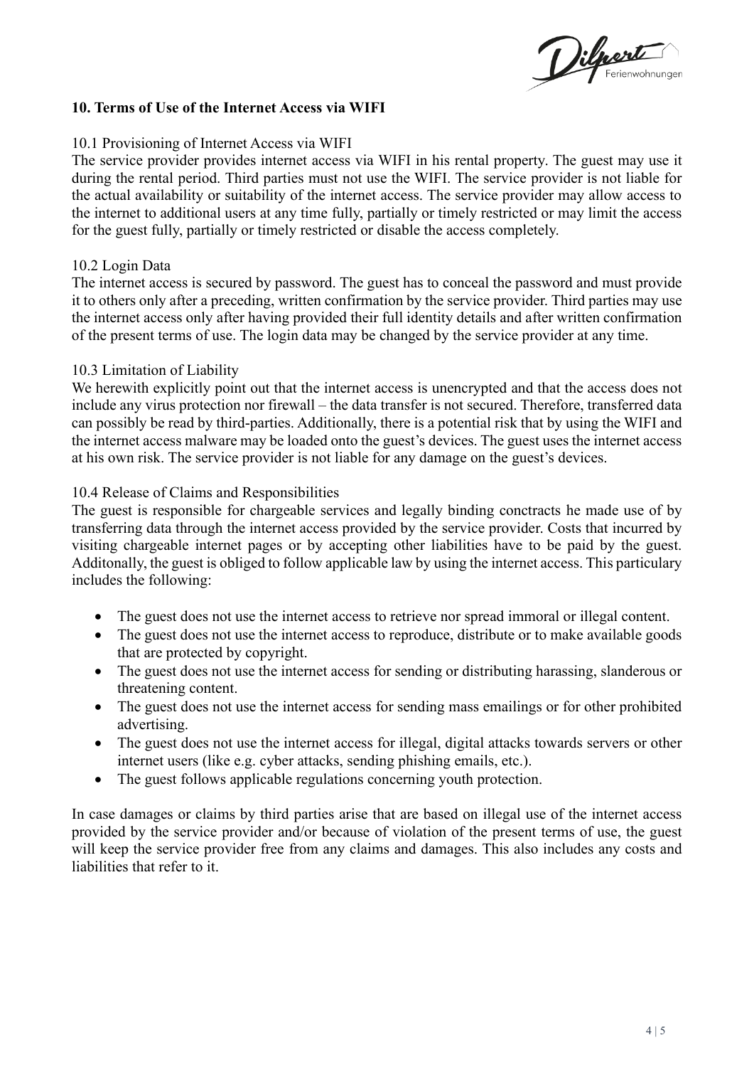## 10. Terms of Use of the Internet Access via WIFI

### 10.1 Provisioning of Internet Access via WIFI

The service provider provides internet access via WIFI in his rental property. The guest may use it during the rental period. Third parties must not use the WIFI. The service provider is not liable for the actual availability or suitability of the internet access. The service provider may allow access to the internet to additional users at any time fully, partially or timely restricted or may limit the access for the guest fully, partially or timely restricted or disable the access completely.

### 10.2 Login Data

The internet access is secured by password. The guest has to conceal the password and must provide it to others only after a preceding, written confirmation by the service provider. Third parties may use the internet access only after having provided their full identity details and after written confirmation of the present terms of use. The login data may be changed by the service provider at any time.

### 10.3 Limitation of Liability

We herewith explicitly point out that the internet access is unencrypted and that the access does not include any virus protection nor firewall – the data transfer is not secured. Therefore, transferred data can possibly be read by third-parties. Additionally, there is a potential risk that by using the WIFI and the internet access malware may be loaded onto the guest's devices. The guest uses the internet access at his own risk. The service provider is not liable for any damage on the guest's devices.

### 10.4 Release of Claims and Responsibilities

The guest is responsible for chargeable services and legally binding conctracts he made use of by transferring data through the internet access provided by the service provider. Costs that incurred by visiting chargeable internet pages or by accepting other liabilities have to be paid by the guest. Additonally, the guest is obliged to follow applicable law by using the internet access. This particulary includes the following:

- The guest does not use the internet access to retrieve nor spread immoral or illegal content.
- The guest does not use the internet access to reproduce, distribute or to make available goods that are protected by copyright.
- The guest does not use the internet access for sending or distributing harassing, slanderous or threatening content.
- The guest does not use the internet access for sending mass emailings or for other prohibited advertising.
- The guest does not use the internet access for illegal, digital attacks towards servers or other internet users (like e.g. cyber attacks, sending phishing emails, etc.).
- The guest follows applicable regulations concerning youth protection.

In case damages or claims by third parties arise that are based on illegal use of the internet access provided by the service provider and/or because of violation of the present terms of use, the guest will keep the service provider free from any claims and damages. This also includes any costs and liabilities that refer to it.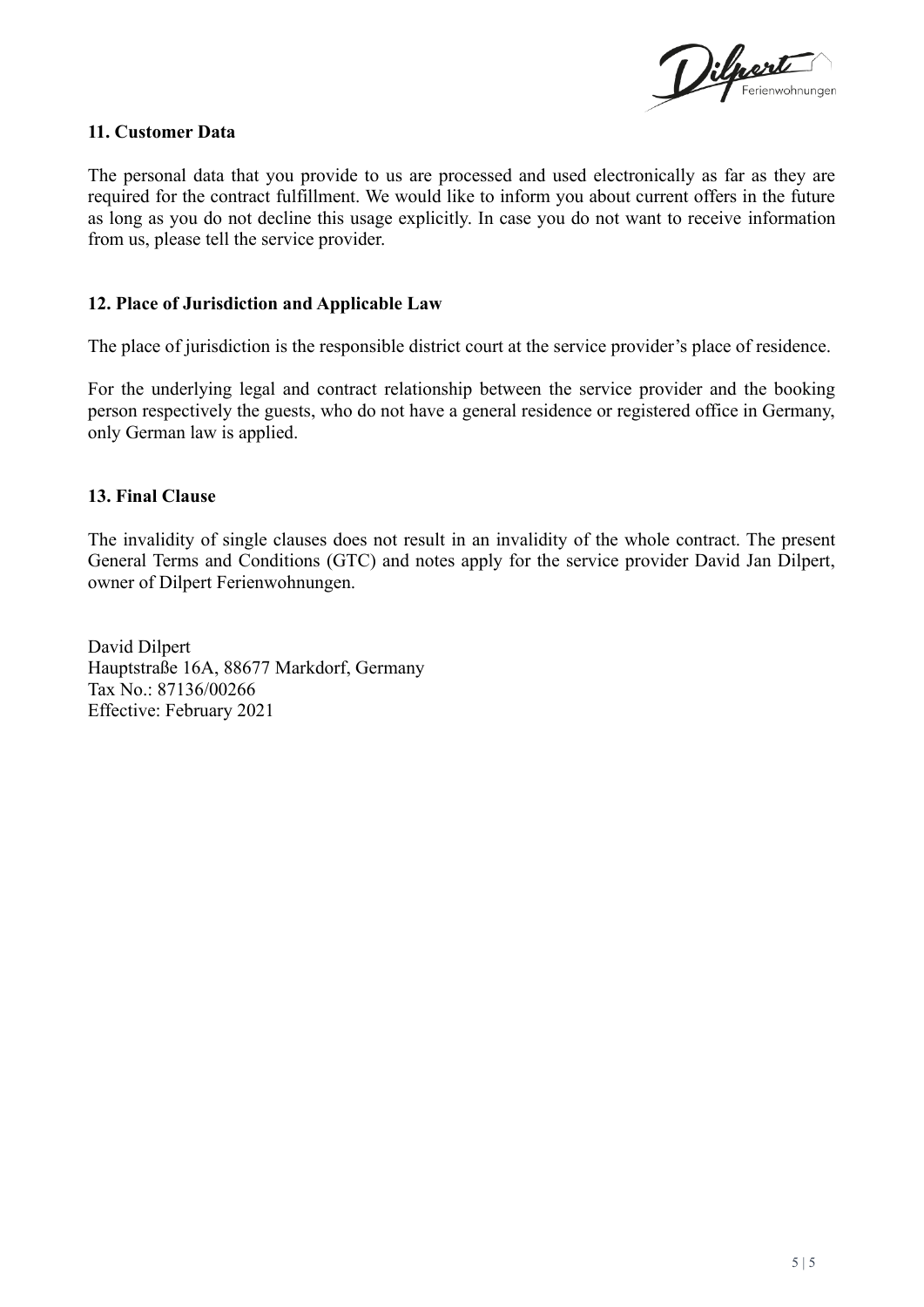## 11. Customer Data

The personal data that you provide to us are processed and used electronically as far as they are required for the contract fulfillment. We would like to inform you about current offers in the future as long as you do not decline this usage explicitly. In case you do not want to receive information from us, please tell the service provider.

## 12. Place of Jurisdiction and Applicable Law

The place of jurisdiction is the responsible district court at the service provider's place of residence.

For the underlying legal and contract relationship between the service provider and the booking person respectively the guests, who do not have a general residence or registered office in Germany, only German law is applied.

## 13. Final Clause

The invalidity of single clauses does not result in an invalidity of the whole contract. The present General Terms and Conditions (GTC) and notes apply for the service provider David Jan Dilpert, owner of Dilpert Ferienwohnungen.

David Dilpert
Hauptstraße 16A, 88677 Markdorf, Germany
Tax No.: 87136/00266
Effective: February 2021